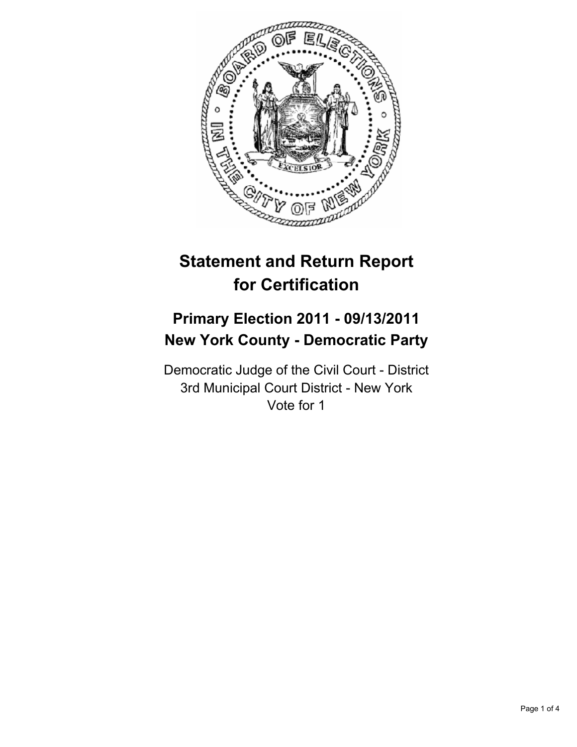# Statement and Return Report for Certification

## Primary Election 2011 - 09/13/2011
## New York County - Democratic Party

Democratic Judge of the Civil Court - District
3rd Municipal Court District - New York
Vote for 1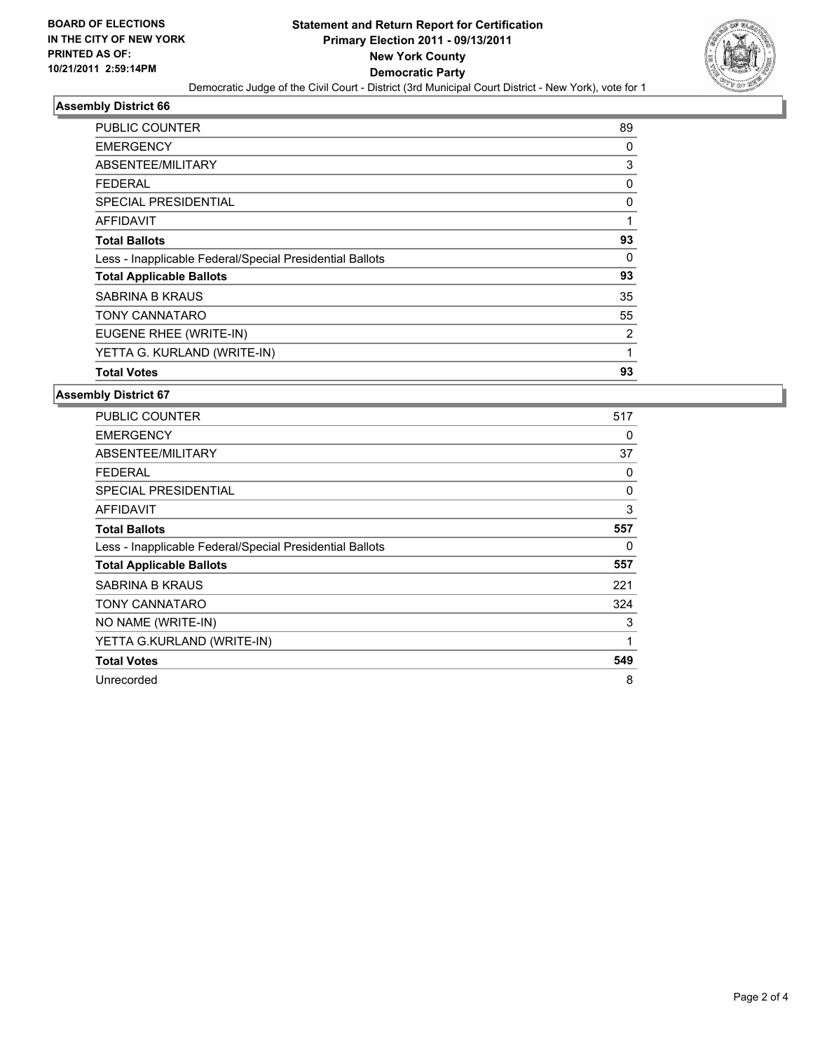**BOARD OF ELECTIONS IN THE CITY OF NEW YORK PRINTED AS OF: 10/21/2011 2:59:14PM**

# Statement and Return Report for Certification
## Primary Election 2011 - 09/13/2011
## New York County
## Democratic Party

Democratic Judge of the Civil Court - District (3rd Municipal Court District - New York), vote for 1

### Assembly District 66

| | |
|---|---|
| PUBLIC COUNTER | 89 |
| EMERGENCY | 0 |
| ABSENTEE/MILITARY | 3 |
| FEDERAL | 0 |
| SPECIAL PRESIDENTIAL | 0 |
| AFFIDAVIT | 1 |
| **Total Ballots** | **93** |
| Less - Inapplicable Federal/Special Presidential Ballots | 0 |
| **Total Applicable Ballots** | **93** |
| SABRINA B KRAUS | 35 |
| TONY CANNATARO | 55 |
| EUGENE RHEE (WRITE-IN) | 2 |
| YETTA G. KURLAND (WRITE-IN) | 1 |
| **Total Votes** | **93** |

### Assembly District 67

| | |
|---|---|
| PUBLIC COUNTER | 517 |
| EMERGENCY | 0 |
| ABSENTEE/MILITARY | 37 |
| FEDERAL | 0 |
| SPECIAL PRESIDENTIAL | 0 |
| AFFIDAVIT | 3 |
| **Total Ballots** | **557** |
| Less - Inapplicable Federal/Special Presidential Ballots | 0 |
| **Total Applicable Ballots** | **557** |
| SABRINA B KRAUS | 221 |
| TONY CANNATARO | 324 |
| NO NAME (WRITE-IN) | 3 |
| YETTA G.KURLAND (WRITE-IN) | 1 |
| **Total Votes** | **549** |
| Unrecorded | 8 |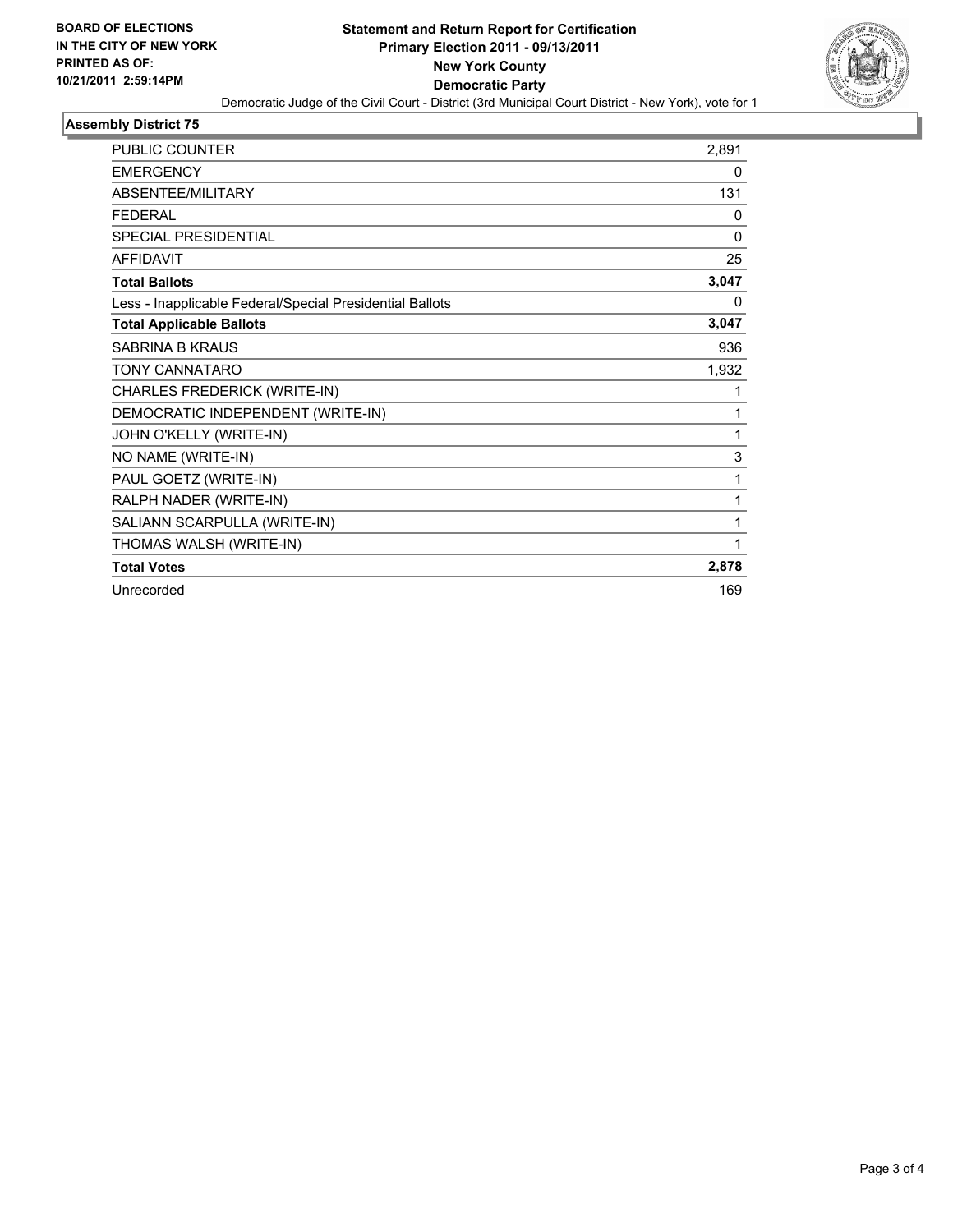**BOARD OF ELECTIONS IN THE CITY OF NEW YORK PRINTED AS OF: 10/21/2011 2:59:14PM**

# Statement and Return Report for Certification
## Primary Election 2011 - 09/13/2011
## New York County
## Democratic Party

Democratic Judge of the Civil Court - District (3rd Municipal Court District - New York), vote for 1

### Assembly District 75

| | |
|---|---|
| PUBLIC COUNTER | 2,891 |
| EMERGENCY | 0 |
| ABSENTEE/MILITARY | 131 |
| FEDERAL | 0 |
| SPECIAL PRESIDENTIAL | 0 |
| AFFIDAVIT | 25 |
| **Total Ballots** | **3,047** |
| Less - Inapplicable Federal/Special Presidential Ballots | 0 |
| **Total Applicable Ballots** | **3,047** |
| SABRINA B KRAUS | 936 |
| TONY CANNATARO | 1,932 |
| CHARLES FREDERICK (WRITE-IN) | 1 |
| DEMOCRATIC INDEPENDENT (WRITE-IN) | 1 |
| JOHN O'KELLY (WRITE-IN) | 1 |
| NO NAME (WRITE-IN) | 3 |
| PAUL GOETZ (WRITE-IN) | 1 |
| RALPH NADER (WRITE-IN) | 1 |
| SALIANN SCARPULLA (WRITE-IN) | 1 |
| THOMAS WALSH (WRITE-IN) | 1 |
| **Total Votes** | **2,878** |
| Unrecorded | 169 |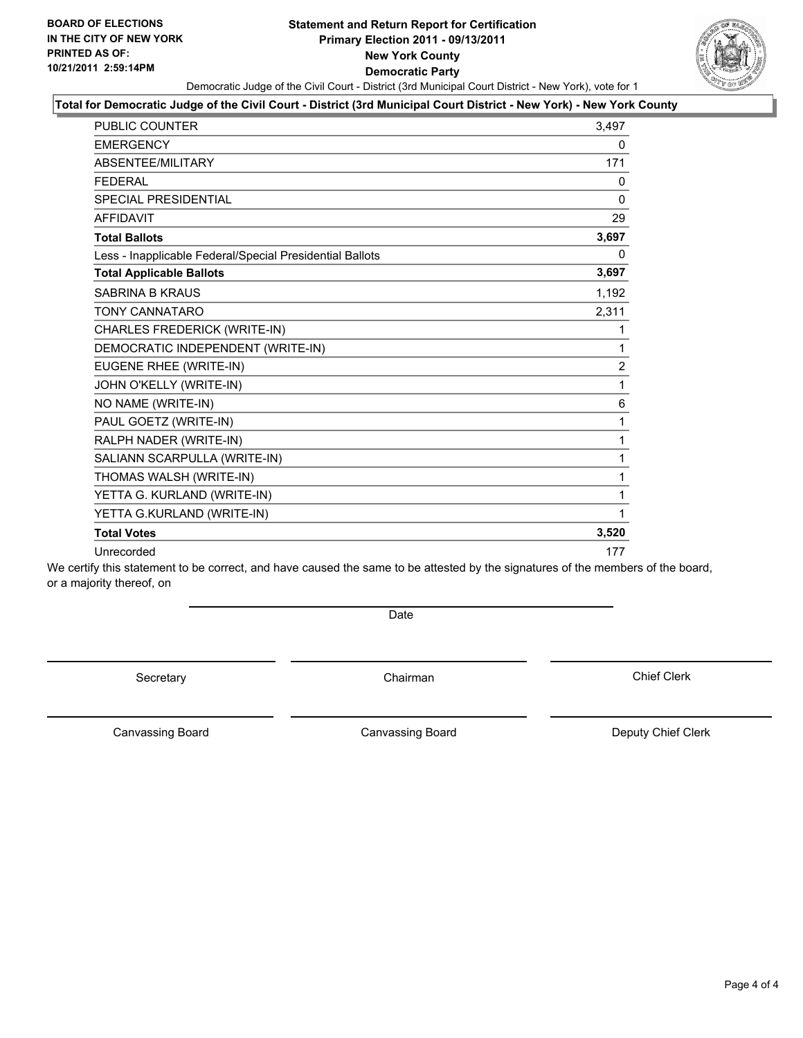**BOARD OF ELECTIONS**
**IN THE CITY OF NEW YORK**
**PRINTED AS OF:**
**10/21/2011 2:59:14PM**

# Statement and Return Report for Certification
## Primary Election 2011 - 09/13/2011
## New York County
## Democratic Party

Democratic Judge of the Civil Court - District (3rd Municipal Court District - New York), vote for 1

**Total for Democratic Judge of the Civil Court - District (3rd Municipal Court District - New York) - New York County**

| | |
|---|---|
| PUBLIC COUNTER | 3,497 |
| EMERGENCY | 0 |
| ABSENTEE/MILITARY | 171 |
| FEDERAL | 0 |
| SPECIAL PRESIDENTIAL | 0 |
| AFFIDAVIT | 29 |
| **Total Ballots** | **3,697** |
| Less - Inapplicable Federal/Special Presidential Ballots | 0 |
| **Total Applicable Ballots** | **3,697** |
| SABRINA B KRAUS | 1,192 |
| TONY CANNATARO | 2,311 |
| CHARLES FREDERICK (WRITE-IN) | 1 |
| DEMOCRATIC INDEPENDENT (WRITE-IN) | 1 |
| EUGENE RHEE (WRITE-IN) | 2 |
| JOHN O'KELLY (WRITE-IN) | 1 |
| NO NAME (WRITE-IN) | 6 |
| PAUL GOETZ (WRITE-IN) | 1 |
| RALPH NADER (WRITE-IN) | 1 |
| SALIANN SCARPULLA (WRITE-IN) | 1 |
| THOMAS WALSH (WRITE-IN) | 1 |
| YETTA G. KURLAND (WRITE-IN) | 1 |
| YETTA G.KURLAND (WRITE-IN) | 1 |
| **Total Votes** | **3,520** |
| Unrecorded | 177 |

We certify this statement to be correct, and have caused the same to be attested by the signatures of the members of the board, or a majority thereof, on

Date

Secretary

Chairman

Chief Clerk

Canvassing Board

Canvassing Board

Deputy Chief Clerk